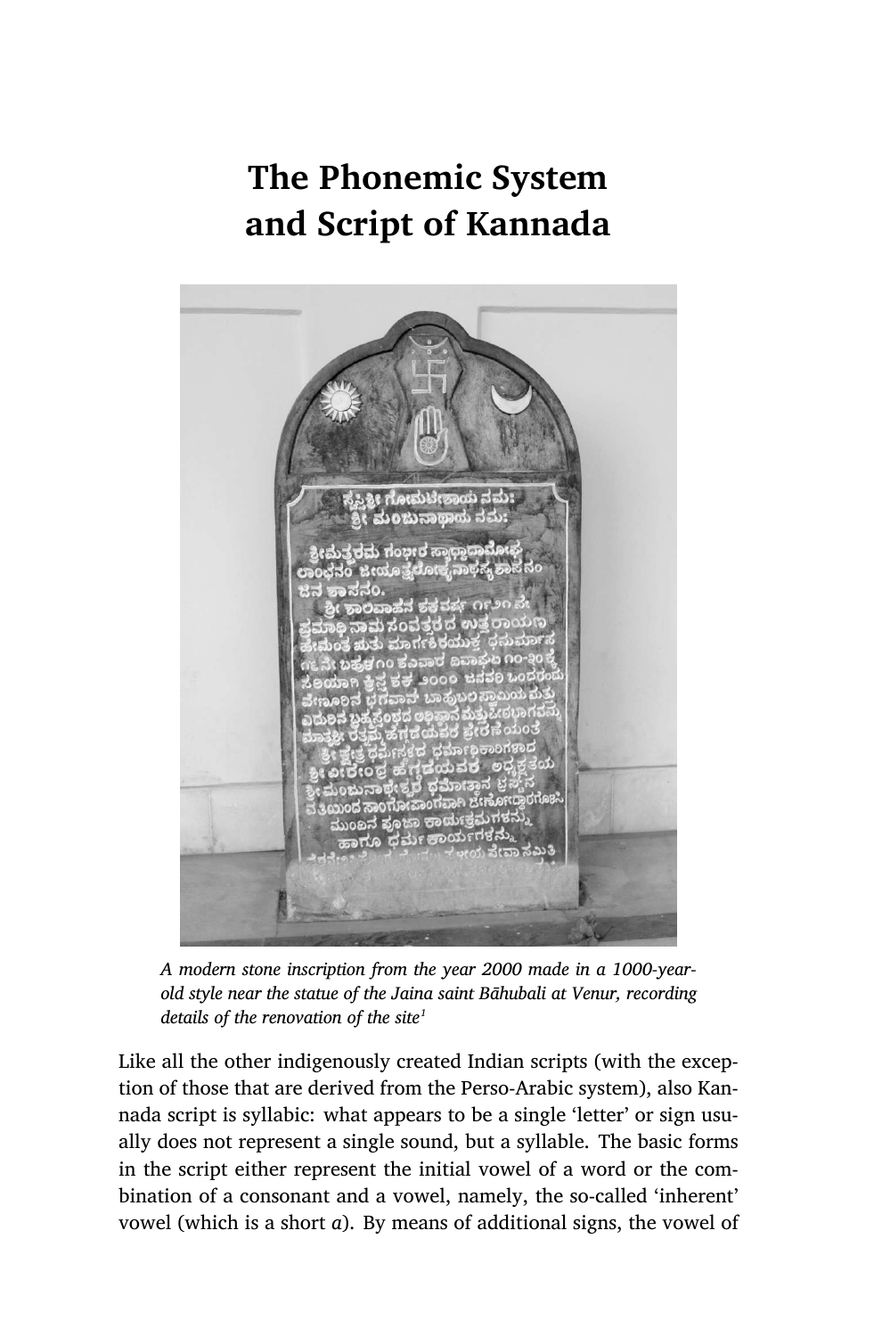# The Phonemic System and Script of Kannada

*A modern stone inscription from the year 2000 made in a 1000-year-old style near the statue of the Jaina saint Bāhubali at Venur, recording details of the renovation of the site[1]*

Like all the other indigenously created Indian scripts (with the exception of those that are derived from the Perso-Arabic system), also Kannada script is syllabic: what appears to be a single 'letter' or sign usually does not represent a single sound, but a syllable. The basic forms in the script either represent the initial vowel of a word or the combination of a consonant and a vowel, namely, the so-called 'inherent' vowel (which is a short *a*). By means of additional signs, the vowel of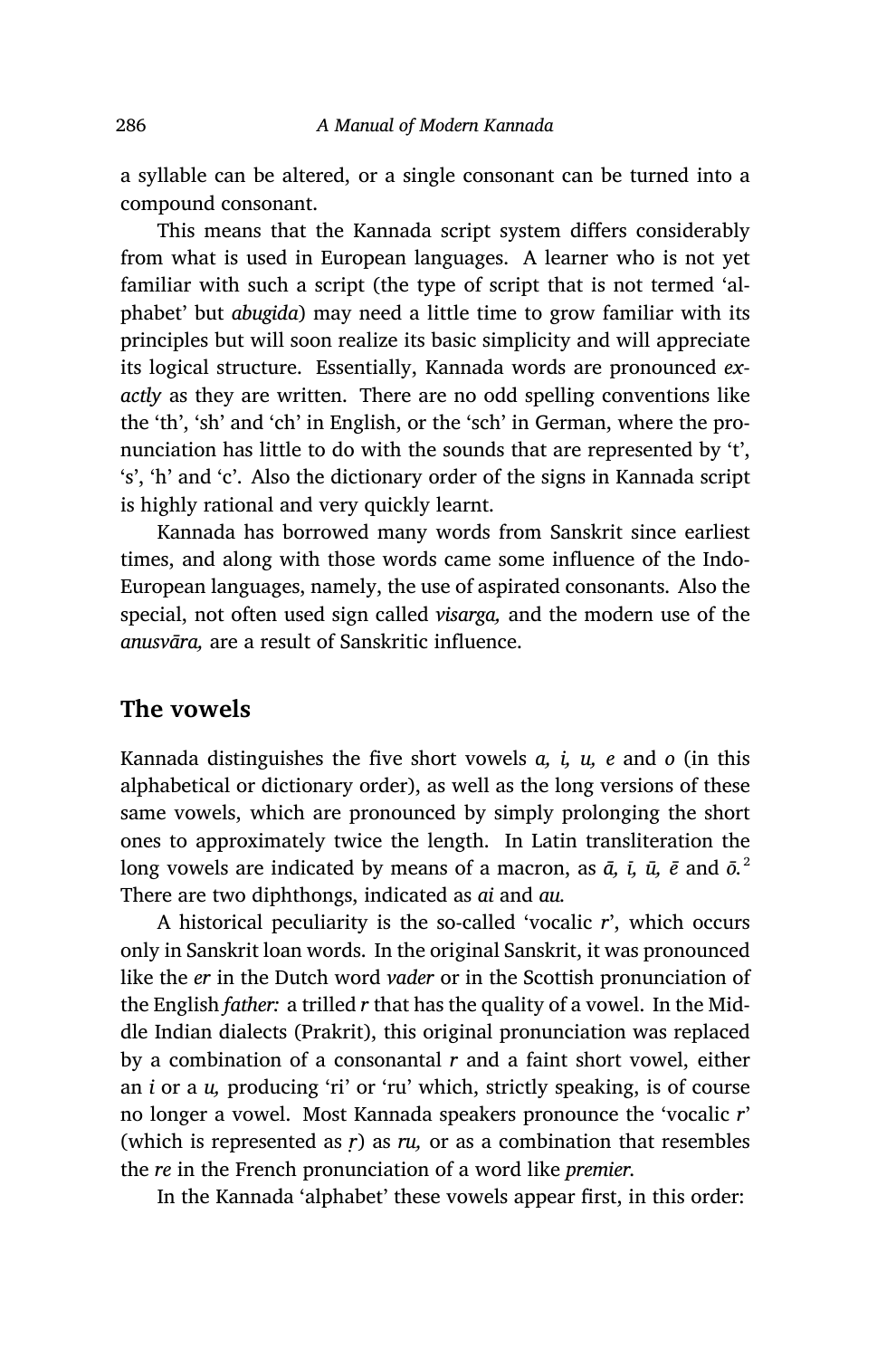a syllable can be altered, or a single consonant can be turned into a compound consonant.

This means that the Kannada script system differs considerably from what is used in European languages. A learner who is not yet familiar with such a script (the type of script that is not termed 'alphabet' but *abugida*) may need a little time to grow familiar with its principles but will soon realize its basic simplicity and will appreciate its logical structure. Essentially, Kannada words are pronounced *exactly* as they are written. There are no odd spelling conventions like the 'th', 'sh' and 'ch' in English, or the 'sch' in German, where the pronunciation has little to do with the sounds that are represented by 't', 's', 'h' and 'c'. Also the dictionary order of the signs in Kannada script is highly rational and very quickly learnt.

Kannada has borrowed many words from Sanskrit since earliest times, and along with those words came some influence of the Indo-European languages, namely, the use of aspirated consonants. Also the special, not often used sign called *visarga,* and the modern use of the *anusvāra,* are a result of Sanskritic influence.

## The vowels

Kannada distinguishes the five short vowels *a, i, u, e* and *o* (in this alphabetical or dictionary order), as well as the long versions of these same vowels, which are pronounced by simply prolonging the short ones to approximately twice the length. In Latin transliteration the long vowels are indicated by means of a macron, as *ā, ī, ū, ē* and *ō.*[2] There are two diphthongs, indicated as *ai* and *au.*

A historical peculiarity is the so-called 'vocalic *r*', which occurs only in Sanskrit loan words. In the original Sanskrit, it was pronounced like the *er* in the Dutch word *vader* or in the Scottish pronunciation of the English *father:* a trilled *r* that has the quality of a vowel. In the Middle Indian dialects (Prakrit), this original pronunciation was replaced by a combination of a consonantal *r* and a faint short vowel, either an *i* or a *u,* producing 'ri' or 'ru' which, strictly speaking, is of course no longer a vowel. Most Kannada speakers pronounce the 'vocalic *r*' (which is represented as *ṛ*) as *ru,* or as a combination that resembles the *re* in the French pronunciation of a word like *premier.*

In the Kannada 'alphabet' these vowels appear first, in this order: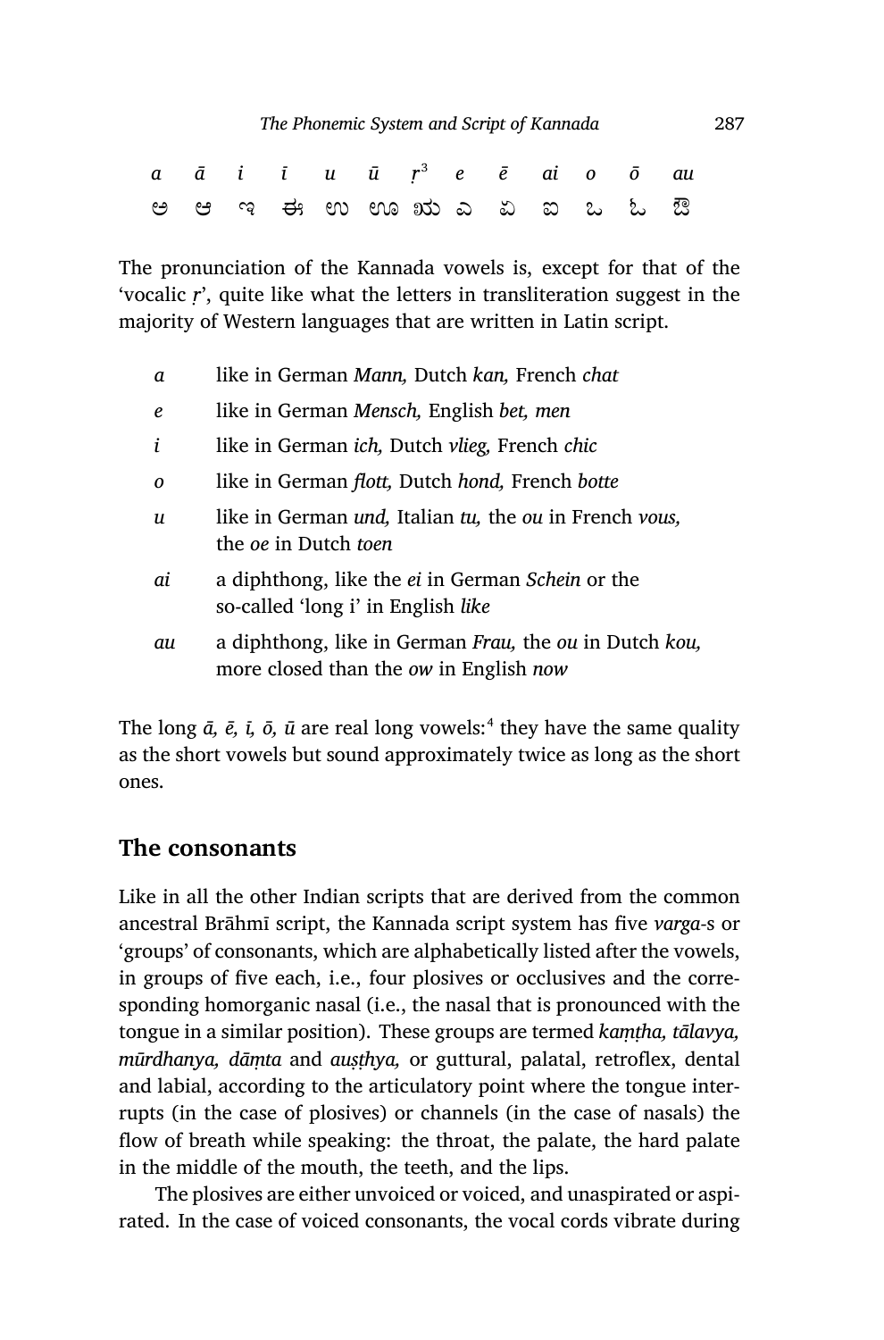| *a* | *ā* | *i* | *ī* | *u* | *ū* | *ṛ*[3] | *e* | *ē* | *ai* | *o* | *ō* | *au* |
|---|---|---|---|---|---|---|---|---|---|---|---|---|
| ಅ | ಆ | ಇ | ಈ | ಉ | ಊ | ಋ | ಎ | ಏ | ಐ | ಒ | ಓ | ಔ |

The pronunciation of the Kannada vowels is, except for that of the 'vocalic *ṛ*', quite like what the letters in transliteration suggest in the majority of Western languages that are written in Latin script.

- *a* — like in German *Mann,* Dutch *kan,* French *chat*
- *e* — like in German *Mensch,* English *bet, men*
- *i* — like in German *ich,* Dutch *vlieg,* French *chic*
- *o* — like in German *flott,* Dutch *hond,* French *botte*
- *u* — like in German *und,* Italian *tu,* the *ou* in French *vous,* the *oe* in Dutch *toen*
- *ai* — a diphthong, like the *ei* in German *Schein* or the so-called 'long i' in English *like*
- *au* — a diphthong, like in German *Frau,* the *ou* in Dutch *kou,* more closed than the *ow* in English *now*

The long *ā, ē, ī, ō, ū* are real long vowels:[4] they have the same quality as the short vowels but sound approximately twice as long as the short ones.

## The consonants

Like in all the other Indian scripts that are derived from the common ancestral Brāhmī script, the Kannada script system has five *varga*-s or 'groups' of consonants, which are alphabetically listed after the vowels, in groups of five each, i.e., four plosives or occlusives and the corresponding homorganic nasal (i.e., the nasal that is pronounced with the tongue in a similar position). These groups are termed *kaṃṭha, tālavya, mūrdhanya, dāṃta* and *auṣṭhya,* or guttural, palatal, retroflex, dental and labial, according to the articulatory point where the tongue interrupts (in the case of plosives) or channels (in the case of nasals) the flow of breath while speaking: the throat, the palate, the hard palate in the middle of the mouth, the teeth, and the lips.

The plosives are either unvoiced or voiced, and unaspirated or aspirated. In the case of voiced consonants, the vocal cords vibrate during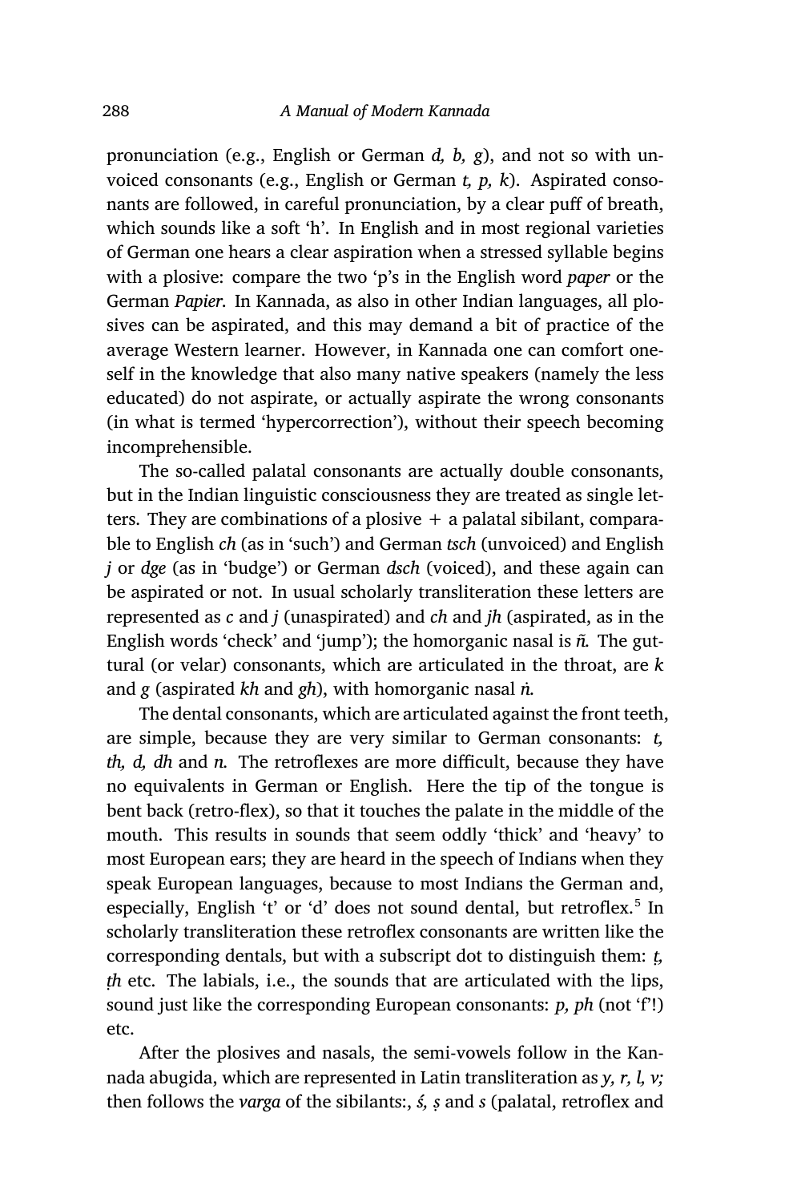pronunciation (e.g., English or German *d, b, g*), and not so with unvoiced consonants (e.g., English or German *t, p, k*). Aspirated consonants are followed, in careful pronunciation, by a clear puff of breath, which sounds like a soft 'h'. In English and in most regional varieties of German one hears a clear aspiration when a stressed syllable begins with a plosive: compare the two 'p's in the English word *paper* or the German *Papier*. In Kannada, as also in other Indian languages, all plosives can be aspirated, and this may demand a bit of practice of the average Western learner. However, in Kannada one can comfort oneself in the knowledge that also many native speakers (namely the less educated) do not aspirate, or actually aspirate the wrong consonants (in what is termed 'hypercorrection'), without their speech becoming incomprehensible.

The so-called palatal consonants are actually double consonants, but in the Indian linguistic consciousness they are treated as single letters. They are combinations of a plosive + a palatal sibilant, comparable to English *ch* (as in 'such') and German *tsch* (unvoiced) and English *j* or *dge* (as in 'budge') or German *dsch* (voiced), and these again can be aspirated or not. In usual scholarly transliteration these letters are represented as *c* and *j* (unaspirated) and *ch* and *jh* (aspirated, as in the English words 'check' and 'jump'); the homorganic nasal is *ñ*. The guttural (or velar) consonants, which are articulated in the throat, are *k* and *g* (aspirated *kh* and *gh*), with homorganic nasal *ṅ*.

The dental consonants, which are articulated against the front teeth, are simple, because they are very similar to German consonants: *t, th, d, dh* and *n*. The retroflexes are more difficult, because they have no equivalents in German or English. Here the tip of the tongue is bent back (retro-flex), so that it touches the palate in the middle of the mouth. This results in sounds that seem oddly 'thick' and 'heavy' to most European ears; they are heard in the speech of Indians when they speak European languages, because to most Indians the German and, especially, English 't' or 'd' does not sound dental, but retroflex.[5] In scholarly transliteration these retroflex consonants are written like the corresponding dentals, but with a subscript dot to distinguish them: *ṭ, ṭh* etc. The labials, i.e., the sounds that are articulated with the lips, sound just like the corresponding European consonants: *p, ph* (not 'f'!) etc.

After the plosives and nasals, the semi-vowels follow in the Kannada abugida, which are represented in Latin transliteration as *y, r, l, v;* then follows the *varga* of the sibilants:, *ś, ṣ* and *s* (palatal, retroflex and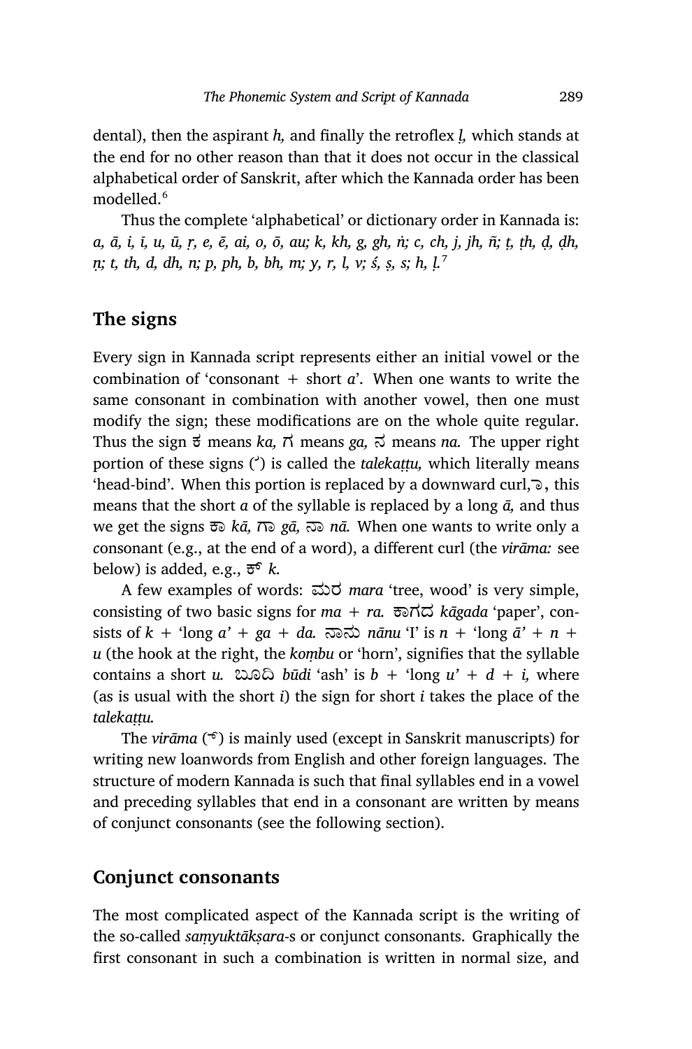dental), then the aspirant *h,* and finally the retroflex *ḷ,* which stands at the end for no other reason than that it does not occur in the classical alphabetical order of Sanskrit, after which the Kannada order has been modelled.[6]

Thus the complete 'alphabetical' or dictionary order in Kannada is: *a, ā, i, ī, u, ū, ṛ, e, ē, ai, o, ō, au; k, kh, g, gh, ṅ; c, ch, j, jh, ñ; ṭ, ṭh, ḍ, ḍh, ṇ; t, th, d, dh, n; p, ph, b, bh, m; y, r, l, v; ś, ṣ, s; h, ḷ.*[7]

## The signs

Every sign in Kannada script represents either an initial vowel or the combination of 'consonant + short *a*'. When one wants to write the same consonant in combination with another vowel, then one must modify the sign; these modifications are on the whole quite regular. Thus the sign ಕ means *ka,* ಗ means *ga,* ನ means *na.* The upper right portion of these signs (ˀ) is called the *talekaṭṭu,* which literally means 'head-bind'. When this portion is replaced by a downward curl, ಾ, this means that the short *a* of the syllable is replaced by a long *ā,* and thus we get the signs ಕಾ *kā,* ಗಾ *gā,* ನಾ *nā.* When one wants to write only a consonant (e.g., at the end of a word), a different curl (the *virāma:* see below) is added, e.g., ಕ್ *k.*

A few examples of words: ಮರ *mara* 'tree, wood' is very simple, consisting of two basic signs for *ma* + *ra.* ಕಾಗದ *kāgada* 'paper', consists of *k* + 'long *a*' + *ga* + *da.* ನಾನು *nānu* 'I' is *n* + 'long *ā*' + *n* + *u* (the hook at the right, the *kombu* or 'horn', signifies that the syllable contains a short *u.* ಬೂದಿ *būdi* 'ash' is *b* + 'long *u*' + *d* + *i,* where (as is usual with the short *i*) the sign for short *i* takes the place of the *talekaṭṭu.*

The *virāma* (್) is mainly used (except in Sanskrit manuscripts) for writing new loanwords from English and other foreign languages. The structure of modern Kannada is such that final syllables end in a vowel and preceding syllables that end in a consonant are written by means of conjunct consonants (see the following section).

## Conjunct consonants

The most complicated aspect of the Kannada script is the writing of the so-called *saṃyuktākṣara*-s or conjunct consonants. Graphically the first consonant in such a combination is written in normal size, and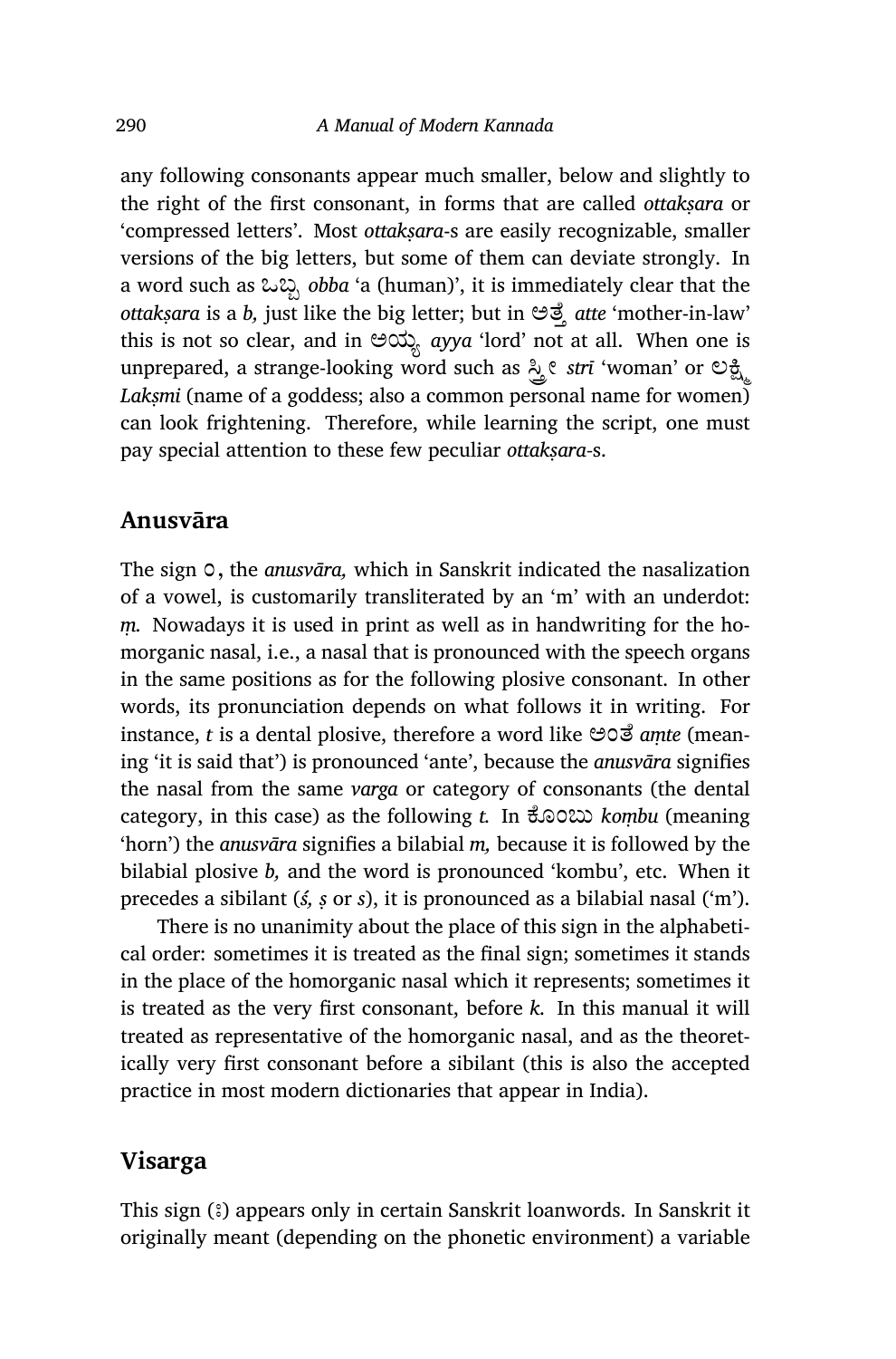any following consonants appear much smaller, below and slightly to the right of the first consonant, in forms that are called *ottakṣara* or 'compressed letters'. Most *ottakṣara*-s are easily recognizable, smaller versions of the big letters, but some of them can deviate strongly. In a word such as ಒಬ್ಬ *obba* 'a (human)', it is immediately clear that the *ottakṣara* is a *b,* just like the big letter; but in ಅತ್ತೆ *atte* 'mother-in-law' this is not so clear, and in ಅಯ್ಯ *ayya* 'lord' not at all. When one is unprepared, a strange-looking word such as ಸ್ತ್ರೀ *strī* 'woman' or ಲಕ್ಷ್ಮಿ *Lakṣmi* (name of a goddess; also a common personal name for women) can look frightening. Therefore, while learning the script, one must pay special attention to these few peculiar *ottakṣara*-s.

## Anusvāra

The sign ಂ, the *anusvāra,* which in Sanskrit indicated the nasalization of a vowel, is customarily transliterated by an 'm' with an underdot: *ṃ.* Nowadays it is used in print as well as in handwriting for the homorganic nasal, i.e., a nasal that is pronounced with the speech organs in the same positions as for the following plosive consonant. In other words, its pronunciation depends on what follows it in writing. For instance, *t* is a dental plosive, therefore a word like ಅಂತೆ *aṃte* (meaning 'it is said that') is pronounced 'ante', because the *anusvāra* signifies the nasal from the same *varga* or category of consonants (the dental category, in this case) as the following *t.* In ಕೊಂಬು *koṃbu* (meaning 'horn') the *anusvāra* signifies a bilabial *m,* because it is followed by the bilabial plosive *b,* and the word is pronounced 'kombu', etc. When it precedes a sibilant (*ś, ṣ* or *s*), it is pronounced as a bilabial nasal ('m').

There is no unanimity about the place of this sign in the alphabetical order: sometimes it is treated as the final sign; sometimes it stands in the place of the homorganic nasal which it represents; sometimes it is treated as the very first consonant, before *k.* In this manual it will treated as representative of the homorganic nasal, and as the theoretically very first consonant before a sibilant (this is also the accepted practice in most modern dictionaries that appear in India).

## Visarga

This sign (ಃ) appears only in certain Sanskrit loanwords. In Sanskrit it originally meant (depending on the phonetic environment) a variable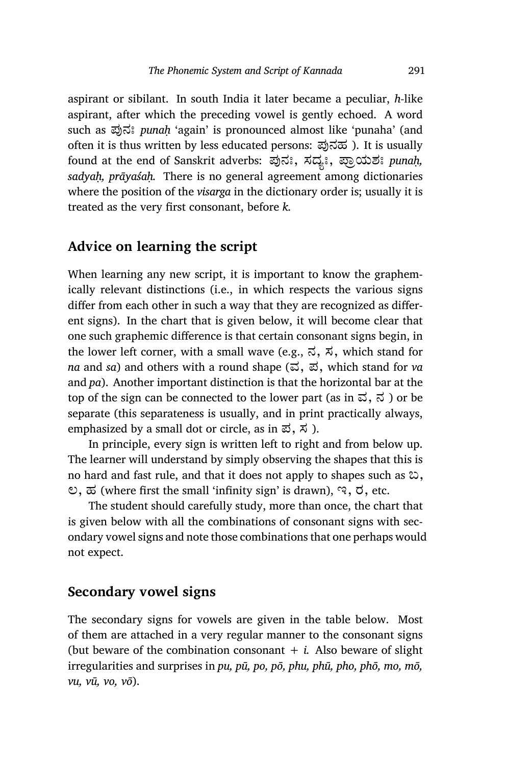aspirant or sibilant. In south India it later became a peculiar, *h*-like aspirant, after which the preceding vowel is gently echoed. A word such as ಪುನಃ *punaḥ* 'again' is pronounced almost like 'punaha' (and often it is thus written by less educated persons: ಪುನಹ ). It is usually found at the end of Sanskrit adverbs: ಪುನಃ, ಸದ್ಯಃ, ಪ್ರಾಯಶಃ *punaḥ, sadyaḥ, prāyaśaḥ.* There is no general agreement among dictionaries where the position of the *visarga* in the dictionary order is; usually it is treated as the very first consonant, before *k.*

## Advice on learning the script

When learning any new script, it is important to know the graphemically relevant distinctions (i.e., in which respects the various signs differ from each other in such a way that they are recognized as different signs). In the chart that is given below, it will become clear that one such graphemic difference is that certain consonant signs begin, in the lower left corner, with a small wave (e.g., ನ, ಸ, which stand for *na* and *sa*) and others with a round shape (ವ, ಪ, which stand for *va* and *pa*). Another important distinction is that the horizontal bar at the top of the sign can be connected to the lower part (as in ವ, ನ ) or be separate (this separateness is usually, and in print practically always, emphasized by a small dot or circle, as in ಪ, ಸ ).

In principle, every sign is written left to right and from below up. The learner will understand by simply observing the shapes that this is no hard and fast rule, and that it does not apply to shapes such as ಬ, ಲ, ಹ (where first the small 'infinity sign' is drawn), ಇ, ಠ, etc.

The student should carefully study, more than once, the chart that is given below with all the combinations of consonant signs with secondary vowel signs and note those combinations that one perhaps would not expect.

## Secondary vowel signs

The secondary signs for vowels are given in the table below. Most of them are attached in a very regular manner to the consonant signs (but beware of the combination consonant + *i.* Also beware of slight irregularities and surprises in *pu, pū, po, pō, phu, phū, pho, phō, mo, mō, vu, vū, vo, vō*).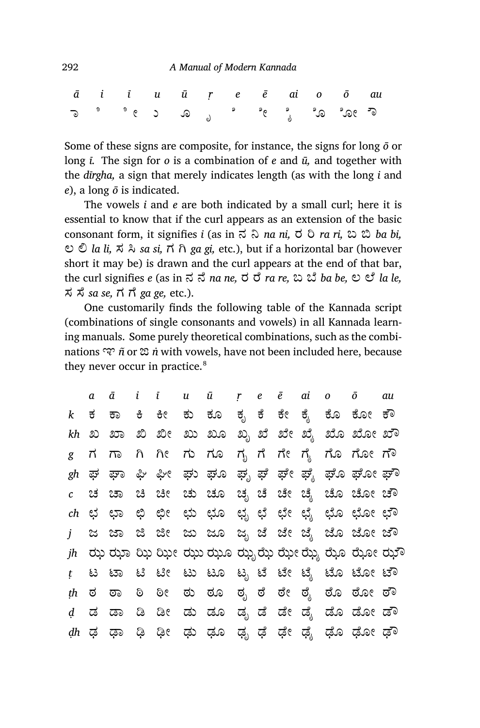| ā | i | ī | u | ū | ṛ | e | ē | ai | o | ō | au |
|---|---|---|---|---|---|---|---|---|---|---|---|
| ಾ | ಿ | ೀ | ು | ೂ | ೃ | ೆ | ೇ | ೈ | ೊ | ೋ | ೌ |

Some of these signs are composite, for instance, the signs for long *ō* or long *ī.* The sign for *o* is a combination of *e* and *ū,* and together with the *dīrgha,* a sign that merely indicates length (as with the long *i* and *e*), a long *ō* is indicated.

The vowels *i* and *e* are both indicated by a small curl; here it is essential to know that if the curl appears as an extension of the basic consonant form, it signifies *i* (as in ನ ನಿ *na ni,* ರ ರಿ *ra ri,* ಬ ಬಿ *ba bi,* ಲ ಲಿ *la li,* ಸ ಸಿ *sa si,* ಗ ಗಿ *ga gi,* etc.), but if a horizontal bar (however short it may be) is drawn and the curl appears at the end of that bar, the curl signifies *e* (as in ನ ನೆ *na ne,* ರ ರೆ *ra re,* ಬ ಬೆ *ba be,* ಲ ಲೆ *la le,* ಸ ಸೆ *sa se,* ಗ ಗೆ *ga ge,* etc.).

One customarily finds the following table of the Kannada script (combinations of single consonants and vowels) in all Kannada learning manuals. Some purely theoretical combinations, such as the combinations ಞ *ñ* or ಙ *ṅ* with vowels, have not been included here, because they never occur in practice.[8]

| | a | ā | i | ī | u | ū | ṛ | e | ē | ai | o | ō | au |
|---|---|---|---|---|---|---|---|---|---|---|---|---|---|
| k | ಕ | ಕಾ | ಕಿ | ಕೀ | ಕು | ಕೂ | ಕೃ | ಕೆ | ಕೇ | ಕೈ | ಕೊ | ಕೋ | ಕೌ |
| kh | ಖ | ಖಾ | ಖಿ | ಖೀ | ಖು | ಖೂ | ಖೃ | ಖೆ | ಖೇ | ಖೈ | ಖೊ | ಖೋ | ಖೌ |
| g | ಗ | ಗಾ | ಗಿ | ಗೀ | ಗು | ಗೂ | ಗೃ | ಗೆ | ಗೇ | ಗೈ | ಗೊ | ಗೋ | ಗೌ |
| gh | ಘ | ಘಾ | ಘಿ | ಘೀ | ಘು | ಘೂ | ಘೃ | ಘೆ | ಘೇ | ಘೈ | ಘೊ | ಘೋ | ಘೌ |
| c | ಚ | ಚಾ | ಚಿ | ಚೀ | ಚು | ಚೂ | ಚೃ | ಚೆ | ಚೇ | ಚೈ | ಚೊ | ಚೋ | ಚೌ |
| ch | ಛ | ಛಾ | ಛಿ | ಛೀ | ಛು | ಛೂ | ಛೃ | ಛೆ | ಛೇ | ಛೈ | ಛೊ | ಛೋ | ಛೌ |
| j | ಜ | ಜಾ | ಜಿ | ಜೀ | ಜು | ಜೂ | ಜೃ | ಜೆ | ಜೇ | ಜೈ | ಜೊ | ಜೋ | ಜೌ |
| jh | ಝ | ಝಾ | ಝಿ | ಝೀ | ಝು | ಝೂ | ಝೃ | ಝೆ | ಝೇ | ಝೈ | ಝೊ | ಝೋ | ಝೌ |
| ṭ | ಟ | ಟಾ | ಟಿ | ಟೀ | ಟು | ಟೂ | ಟೃ | ಟೆ | ಟೇ | ಟೈ | ಟೊ | ಟೋ | ಟೌ |
| ṭh | ಠ | ಠಾ | ಠಿ | ಠೀ | ಠು | ಠೂ | ಠೃ | ಠೆ | ಠೇ | ಠೈ | ಠೊ | ಠೋ | ಠೌ |
| ḍ | ಡ | ಡಾ | ಡಿ | ಡೀ | ಡು | ಡೂ | ಡೃ | ಡೆ | ಡೇ | ಡೈ | ಡೊ | ಡೋ | ಡೌ |
| ḍh | ಢ | ಢಾ | ಢಿ | ಢೀ | ಢು | ಢೂ | ಢೃ | ಢೆ | ಢೇ | ಢೈ | ಢೊ | ಢೋ | ಢೌ |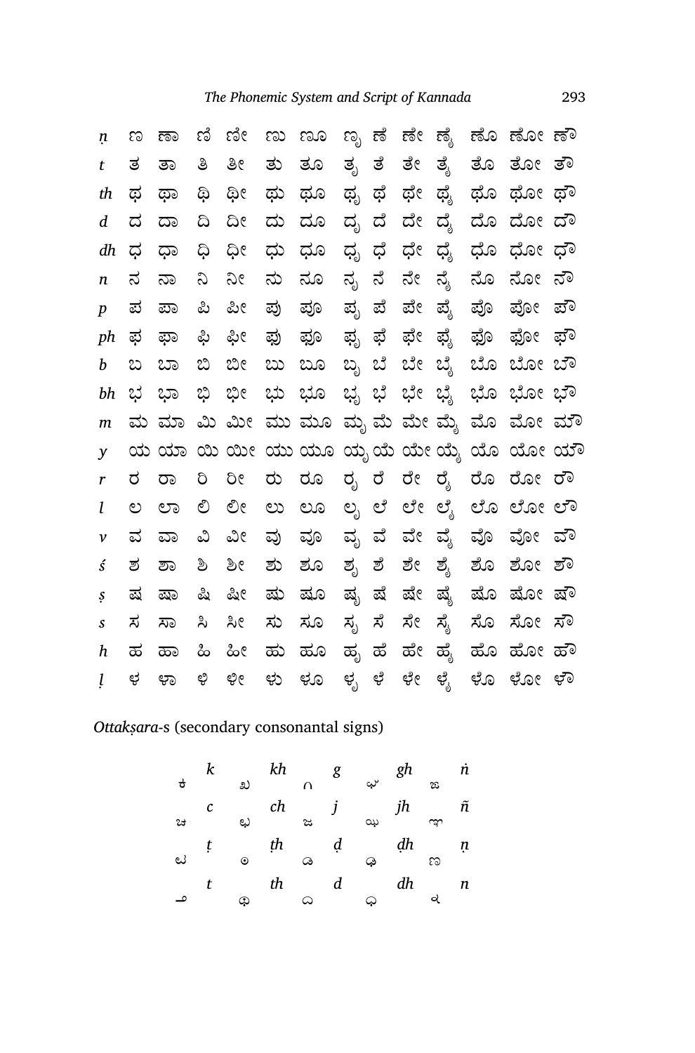| | | | | | | | | | | | | | | |
|---|---|---|---|---|---|---|---|---|---|---|---|---|---|---|
| *ṇ* | ಣ | ಣಾ | ಣಿ | ಣೀ | ಣು | ಣೂ | ಣೃ | ಣೆ | ಣೇ | ಣೈ | ಣೊ | ಣೋ | ಣೌ |
| *t* | ತ | ತಾ | ತಿ | ತೀ | ತು | ತೂ | ತೃ | ತೆ | ತೇ | ತೈ | ತೊ | ತೋ | ತೌ |
| *th* | ಥ | ಥಾ | ಥಿ | ಥೀ | ಥು | ಥೂ | ಥೃ | ಥೆ | ಥೇ | ಥೈ | ಥೊ | ಥೋ | ಥೌ |
| *d* | ದ | ದಾ | ದಿ | ದೀ | ದು | ದೂ | ದೃ | ದೆ | ದೇ | ದೈ | ದೊ | ದೋ | ದೌ |
| *dh* | ಧ | ಧಾ | ಧಿ | ಧೀ | ಧು | ಧೂ | ಧೃ | ಧೆ | ಧೇ | ಧೈ | ಧೊ | ಧೋ | ಧೌ |
| *n* | ನ | ನಾ | ನಿ | ನೀ | ನು | ನೂ | ನೃ | ನೆ | ನೇ | ನೈ | ನೊ | ನೋ | ನೌ |
| *p* | ಪ | ಪಾ | ಪಿ | ಪೀ | ಪು | ಪೂ | ಪೃ | ಪೆ | ಪೇ | ಪೈ | ಪೊ | ಪೋ | ಪೌ |
| *ph* | ಫ | ಫಾ | ಫಿ | ಫೀ | ಫು | ಫೂ | ಫೃ | ಫೆ | ಫೇ | ಫೈ | ಫೊ | ಫೋ | ಫೌ |
| *b* | ಬ | ಬಾ | ಬಿ | ಬೀ | ಬು | ಬೂ | ಬೃ | ಬೆ | ಬೇ | ಬೈ | ಬೊ | ಬೋ | ಬೌ |
| *bh* | ಭ | ಭಾ | ಭಿ | ಭೀ | ಭು | ಭೂ | ಭೃ | ಭೆ | ಭೇ | ಭೈ | ಭೊ | ಭೋ | ಭೌ |
| *m* | ಮ | ಮಾ | ಮಿ | ಮೀ | ಮು | ಮೂ | ಮೃ | ಮೆ | ಮೇ | ಮೈ | ಮೊ | ಮೋ | ಮೌ |
| *y* | ಯ | ಯಾ | ಯಿ | ಯೀ | ಯು | ಯೂ | ಯೃ | ಯೆ | ಯೇ | ಯೈ | ಯೊ | ಯೋ | ಯೌ |
| *r* | ರ | ರಾ | ರಿ | ರೀ | ರು | ರೂ | ರೃ | ರೆ | ರೇ | ರೈ | ರೊ | ರೋ | ರೌ |
| *l* | ಲ | ಲಾ | ಲಿ | ಲೀ | ಲು | ಲೂ | ಲೃ | ಲೆ | ಲೇ | ಲೈ | ಲೊ | ಲೋ | ಲೌ |
| *v* | ವ | ವಾ | ವಿ | ವೀ | ವು | ವೂ | ವೃ | ವೆ | ವೇ | ವೈ | ವೊ | ವೋ | ವೌ |
| *ś* | ಶ | ಶಾ | ಶಿ | ಶೀ | ಶು | ಶೂ | ಶೃ | ಶೆ | ಶೇ | ಶೈ | ಶೊ | ಶೋ | ಶೌ |
| *ṣ* | ಷ | ಷಾ | ಷಿ | ಷೀ | ಷು | ಷೂ | ಷೃ | ಷೆ | ಷೇ | ಷೈ | ಷೊ | ಷೋ | ಷೌ |
| *s* | ಸ | ಸಾ | ಸಿ | ಸೀ | ಸು | ಸೂ | ಸೃ | ಸೆ | ಸೇ | ಸೈ | ಸೊ | ಸೋ | ಸೌ |
| *h* | ಹ | ಹಾ | ಹಿ | ಹೀ | ಹು | ಹೂ | ಹೃ | ಹೆ | ಹೇ | ಹೈ | ಹೊ | ಹೋ | ಹೌ |
| *ḷ* | ಳ | ಳಾ | ಳಿ | ಳೀ | ಳು | ಳೂ | ಳೃ | ಳೆ | ಳೇ | ಳೈ | ಳೊ | ಳೋ | ಳೌ |

*Ottakṣara*-s (secondary consonantal signs)

| | | | | |
|---|---|---|---|---|
| ್ಕ *k* | ್ಖ *kh* | ್ಗ *g* | ್ಘ *gh* | ್ಙ *ṅ* |
| ್ಚ *c* | ್ಛ *ch* | ್ಜ *j* | ್ಝ *jh* | ್ಞ *ñ* |
| ್ಟ *ṭ* | ್ಠ *ṭh* | ್ಡ *ḍ* | ್ಢ *ḍh* | ್ಣ *ṇ* |
| ್ತ *t* | ್ಥ *th* | ್ದ *d* | ್ಧ *dh* | ್ನ *n* |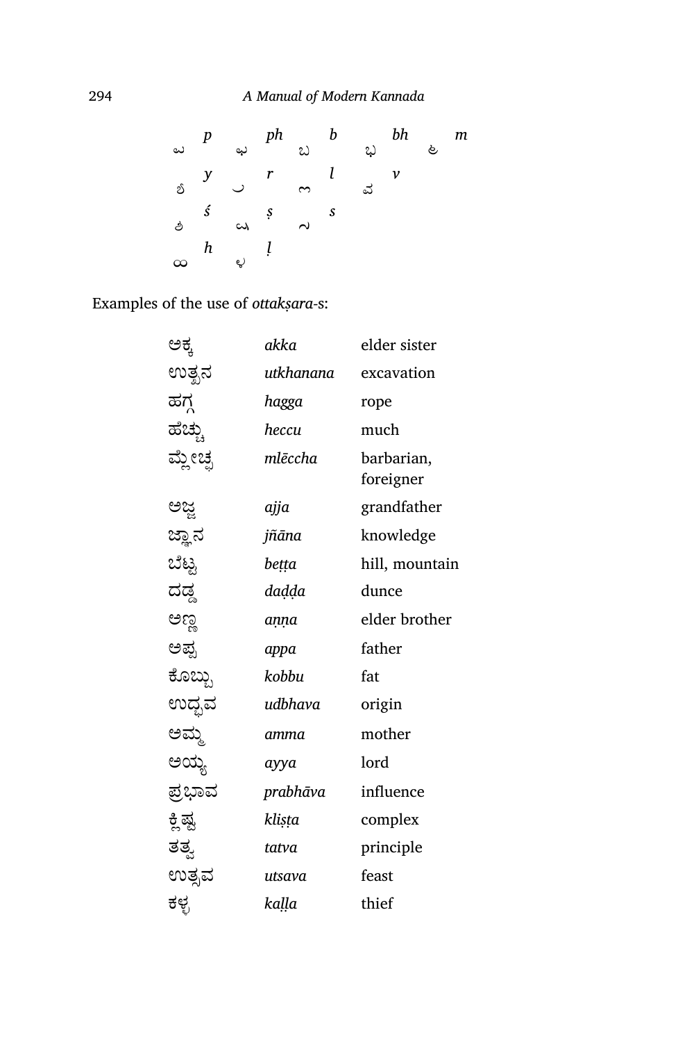| | | | | | | | | | |
|---|---|---|---|---|---|---|---|---|---|
| ್ಪ | *p* | ್ಫ | *ph* | ್ಬ | *b* | ್ಭ | *bh* | ್ಮ | *m* |
| ್ಯ | *y* | ್ರ | *r* | ್ಲ | *l* | ್ವ | *v* | | |
| ್ಶ | *ś* | ್ಷ | *ṣ* | ್ಸ | *s* | | | | |
| ್ಹ | *h* | ್ಳ | *ḷ* | | | | | | |

Examples of the use of *ottakṣara*-s:

| | | |
|---|---|---|
| ಅಕ್ಕ | *akka* | elder sister |
| ಉತ್ಖನ | *utkhanana* | excavation |
| ಹಗ್ಗ | *hagga* | rope |
| ಹೆಚ್ಚು | *heccu* | much |
| ಮ್ಲೇಚ್ಛ | *mlēccha* | barbarian, foreigner |
| ಅಜ್ಜ | *ajja* | grandfather |
| ಜ್ಞಾನ | *jñāna* | knowledge |
| ಬೆಟ್ಟ | *beṭṭa* | hill, mountain |
| ದಡ್ಡ | *daḍḍa* | dunce |
| ಅಣ್ಣ | *aṇṇa* | elder brother |
| ಅಪ್ಪ | *appa* | father |
| ಕೊಬ್ಬು | *kobbu* | fat |
| ಉದ್ಭವ | *udbhava* | origin |
| ಅಮ್ಮ | *amma* | mother |
| ಅಯ್ಯ | *ayya* | lord |
| ಪ್ರಭಾವ | *prabhāva* | influence |
| ಕ್ಲಿಷ್ಟ | *kliṣṭa* | complex |
| ತತ್ವ | *tatva* | principle |
| ಉತ್ಸವ | *utsava* | feast |
| ಕಳ್ಳ | *kaḷḷa* | thief |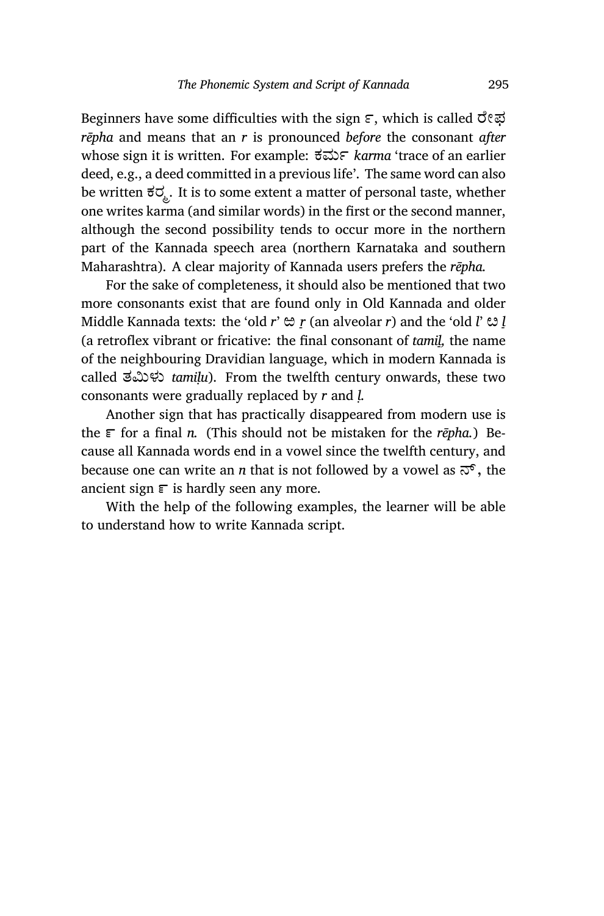Beginners have some difficulties with the sign ೯, which is called ರೇಫ *rēpha* and means that an *r* is pronounced *before* the consonant *after* whose sign it is written. For example: ಕರ್ಮ *karma* 'trace of an earlier deed, e.g., a deed committed in a previous life'. The same word can also be written ಕರ್ಮ. It is to some extent a matter of personal taste, whether one writes karma (and similar words) in the first or the second manner, although the second possibility tends to occur more in the northern part of the Kannada speech area (northern Karnataka and southern Maharashtra). A clear majority of Kannada users prefers the *rēpha.*

For the sake of completeness, it should also be mentioned that two more consonants exist that are found only in Old Kannada and older Middle Kannada texts: the 'old *r*' ಱ *ṟ* (an alveolar *r*) and the 'old *l*' ೞ *ḻ* (a retroflex vibrant or fricative: the final consonant of *tamiḻ,* the name of the neighbouring Dravidian language, which in modern Kannada is called ತಮಿಳು *tamiḷu*). From the twelfth century onwards, these two consonants were gradually replaced by *r* and *ḷ.*

Another sign that has practically disappeared from modern use is the ೯ for a final *n.* (This should not be mistaken for the *rēpha.*) Because all Kannada words end in a vowel since the twelfth century, and because one can write an *n* that is not followed by a vowel as ನ್, the ancient sign ೯ is hardly seen any more.

With the help of the following examples, the learner will be able to understand how to write Kannada script.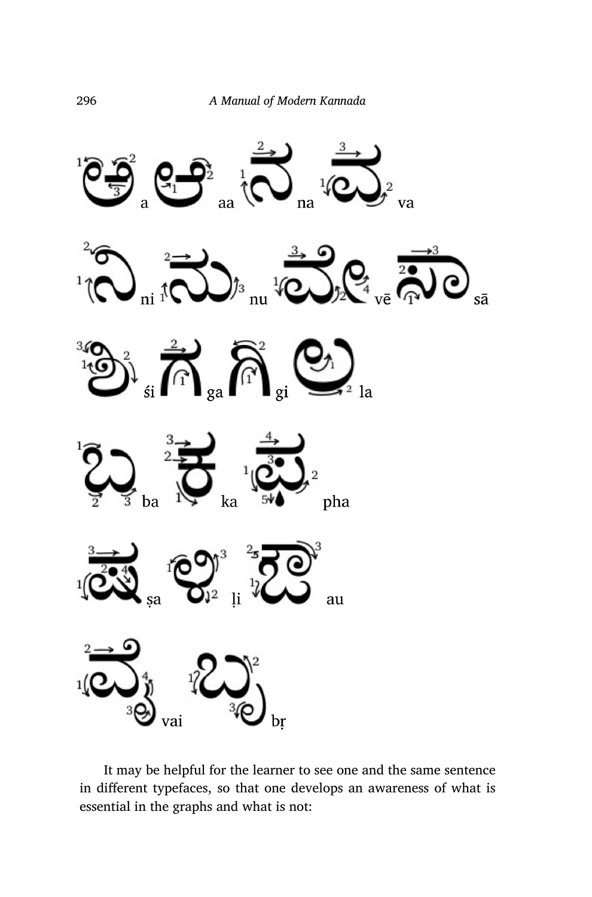ಅ a ಆ aa ನ na ವ va

ನಿ ni ನು nu ವೇ vē ಸಾ sā

ಶಿ śi ಗ ga ಗಿ gi ಲ la

ಬ ba ಕ ka ಫ pha

ಷ ṣa ಳಿ ḷi ಔ au

ವೈ vai ಬೃ bṛ

It may be helpful for the learner to see one and the same sentence in different typefaces, so that one develops an awareness of what is essential in the graphs and what is not: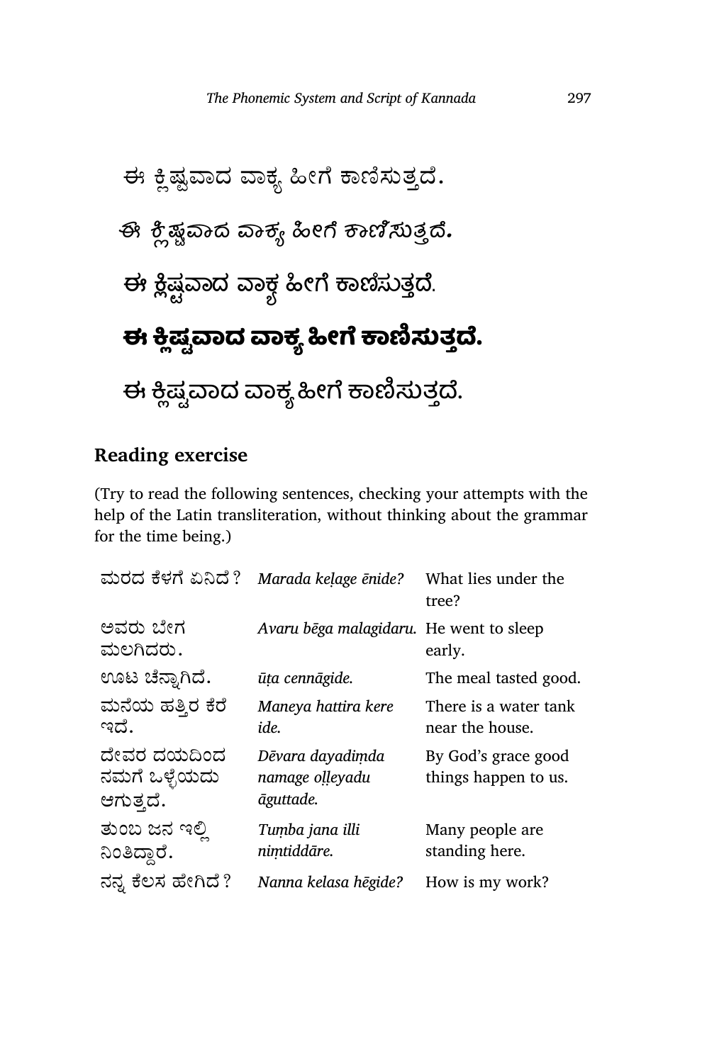ಈ ಕ್ಲಿಷ್ಟವಾದ ವಾಕ್ಯ ಹೀಗೆ ಕಾಣಿಸುತ್ತದೆ.

ಈ ಕ್ಲಿಷ್ಟವಾದ ವಾಕ್ಯ ಹೀಗೆ ಕಾಣಿಸುತ್ತದೆ.

ಈ ಕ್ಲಿಷ್ಟವಾದ ವಾಕ್ಯ ಹೀಗೆ ಕಾಣಿಸುತ್ತದೆ.

**ಈ ಕ್ಲಿಷ್ಟವಾದ ವಾಕ್ಯ ಹೀಗೆ ಕಾಣಿಸುತ್ತದೆ.**

ಈ ಕ್ಲಿಷ್ಟವಾದ ವಾಕ್ಯ ಹೀಗೆ ಕಾಣಿಸುತ್ತದೆ.

## Reading exercise

(Try to read the following sentences, checking your attempts with the help of the Latin transliteration, without thinking about the grammar for the time being.)

| | | |
|---|---|---|
| ಮರದ ಕೆಳಗೆ ಏನಿದೆ? | *Marada keḷage ēnide?* | What lies under the tree? |
| ಅವರು ಬೇಗ ಮಲಗಿದರು. | *Avaru bēga malagidaru.* | He went to sleep early. |
| ಊಟ ಚೆನ್ನಾಗಿದೆ. | *ūṭa cennāgide.* | The meal tasted good. |
| ಮನೆಯ ಹತ್ತಿರ ಕೆರೆ ಇದೆ. | *Maneya hattira kere ide.* | There is a water tank near the house. |
| ದೇವರ ದಯದಿಂದ ನಮಗೆ ಒಳ್ಳೆಯದು ಆಗುತ್ತದೆ. | *Dēvara dayadiṃda namage oḷḷeyadu āguttade.* | By God's grace good things happen to us. |
| ತುಂಬ ಜನ ಇಲ್ಲಿ ನಿಂತಿದ್ದಾರೆ. | *Tuṃba jana illi niṃtiddāre.* | Many people are standing here. |
| ನನ್ನ ಕೆಲಸ ಹೇಗಿದೆ? | *Nanna kelasa hēgide?* | How is my work? |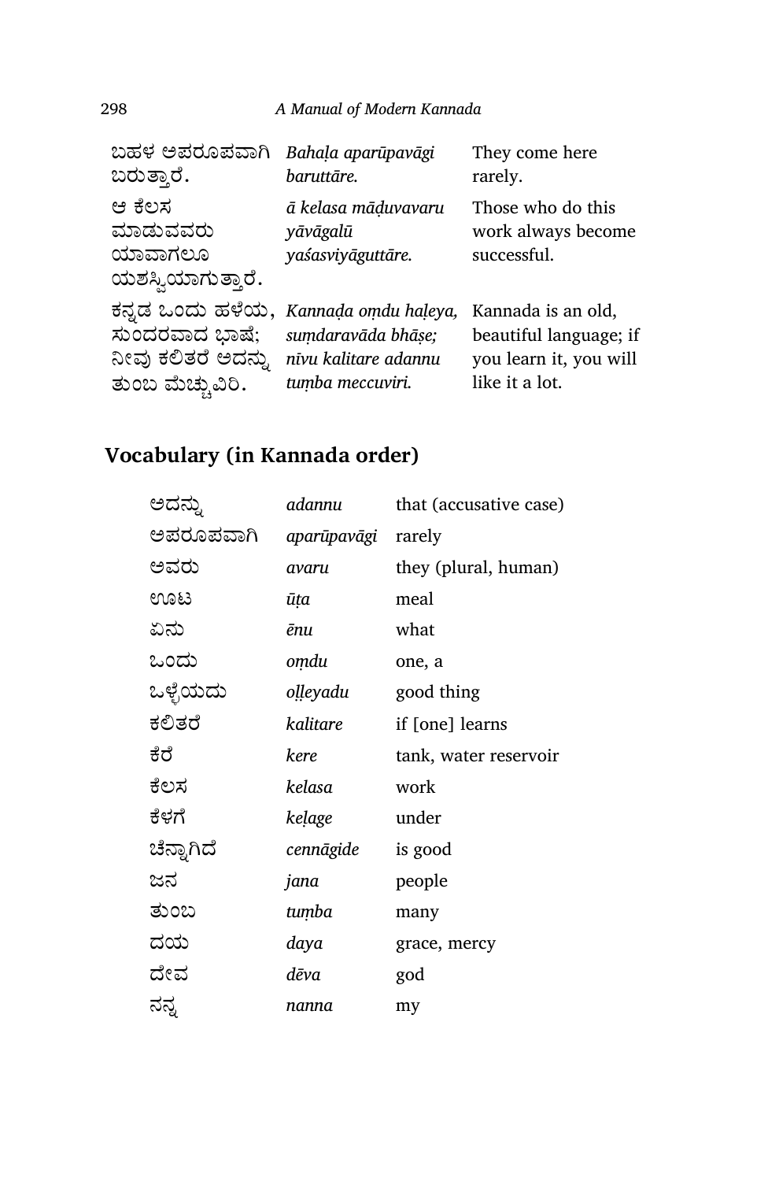| | | |
|---|---|---|
| ಬಹಳ ಅಪರೂಪವಾಗಿ ಬರುತ್ತಾರೆ. | *Bahaḷa aparūpavāgi baruttāre.* | They come here rarely. |
| ಆ ಕೆಲಸ ಮಾಡುವವರು ಯಾವಾಗಲೂ ಯಶಸ್ವಿಯಾಗುತ್ತಾರೆ. | *ā kelasa māḍuvavaru yāvāgalū yaśasviyāguttāre.* | Those who do this work always become successful. |
| ಕನ್ನಡ ಒಂದು ಹಳೆಯ, ಸುಂದರವಾದ ಭಾಷೆ; ನೀವು ಕಲಿತರೆ ಅದನ್ನು ತುಂಬ ಮೆಚ್ಚುವಿರಿ. | *Kannaḍa oṃdu haḷeya, suṃdaravāda bhāṣe; nīvu kalitare adannu tuṃba meccuviri.* | Kannada is an old, beautiful language; if you learn it, you will like it a lot. |

## Vocabulary (in Kannada order)

| | | |
|---|---|---|
| ಅದನ್ನು | *adannu* | that (accusative case) |
| ಅಪರೂಪವಾಗಿ | *aparūpavāgi* | rarely |
| ಅವರು | *avaru* | they (plural, human) |
| ಊಟ | *ūṭa* | meal |
| ಏನು | *ēnu* | what |
| ಒಂದು | *oṃdu* | one, a |
| ಒಳ್ಳೆಯದು | *oḷḷeyadu* | good thing |
| ಕಲಿತರೆ | *kalitare* | if [one] learns |
| ಕೆರೆ | *kere* | tank, water reservoir |
| ಕೆಲಸ | *kelasa* | work |
| ಕೆಳಗೆ | *keḷage* | under |
| ಚೆನ್ನಾಗಿದೆ | *cennāgide* | is good |
| ಜನ | *jana* | people |
| ತುಂಬ | *tuṃba* | many |
| ದಯ | *daya* | grace, mercy |
| ದೇವ | *dēva* | god |
| ನನ್ನ | *nanna* | my |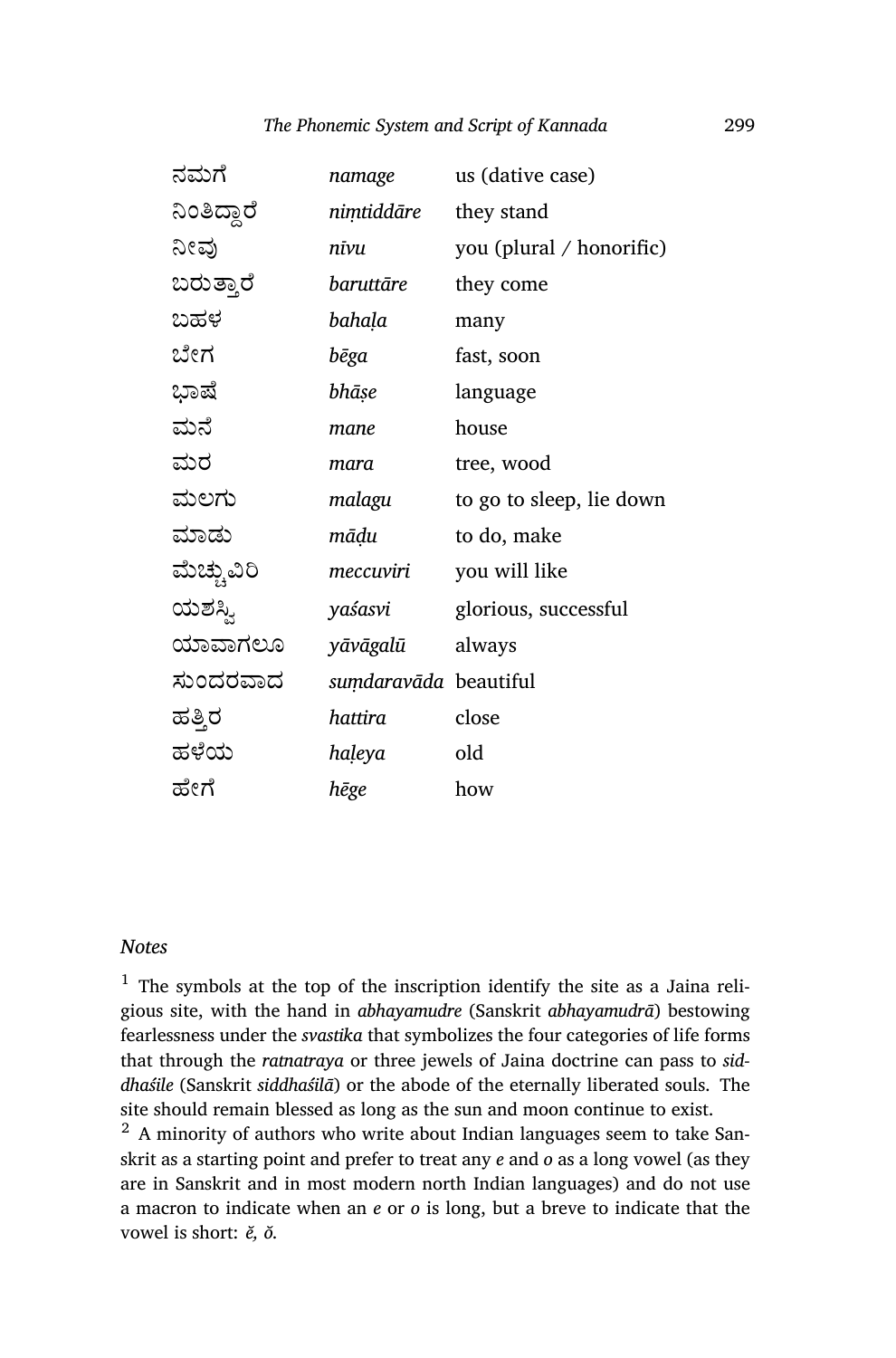| | | |
|---|---|---|
| ನಮಗೆ | *namage* | us (dative case) |
| ನಿಂತಿದ್ದಾರೆ | *niṃtiddāre* | they stand |
| ನೀವು | *nīvu* | you (plural / honorific) |
| ಬರುತ್ತಾರೆ | *baruttāre* | they come |
| ಬಹಳ | *bahaḷa* | many |
| ಬೇಗ | *bēga* | fast, soon |
| ಭಾಷೆ | *bhāṣe* | language |
| ಮನೆ | *mane* | house |
| ಮರ | *mara* | tree, wood |
| ಮಲಗು | *malagu* | to go to sleep, lie down |
| ಮಾಡು | *māḍu* | to do, make |
| ಮೆಚ್ಚುವಿರಿ | *meccuviri* | you will like |
| ಯಶಸ್ವಿ | *yaśasvi* | glorious, successful |
| ಯಾವಾಗಲೂ | *yāvāgalū* | always |
| ಸುಂದರವಾದ | *suṃdaravāda* | beautiful |
| ಹತ್ತಿರ | *hattira* | close |
| ಹಳೆಯ | *haḷeya* | old |
| ಹೇಗೆ | *hēge* | how |

### *Notes*

[1] The symbols at the top of the inscription identify the site as a Jaina religious site, with the hand in *abhayamudre* (Sanskrit *abhayamudrā*) bestowing fearlessness under the *svastika* that symbolizes the four categories of life forms that through the *ratnatraya* or three jewels of Jaina doctrine can pass to *siddhaśile* (Sanskrit *siddhaśilā*) or the abode of the eternally liberated souls. The site should remain blessed as long as the sun and moon continue to exist.

[2] A minority of authors who write about Indian languages seem to take Sanskrit as a starting point and prefer to treat any *e* and *o* as a long vowel (as they are in Sanskrit and in most modern north Indian languages) and do not use a macron to indicate when an *e* or *o* is long, but a breve to indicate that the vowel is short: *ĕ, ŏ*.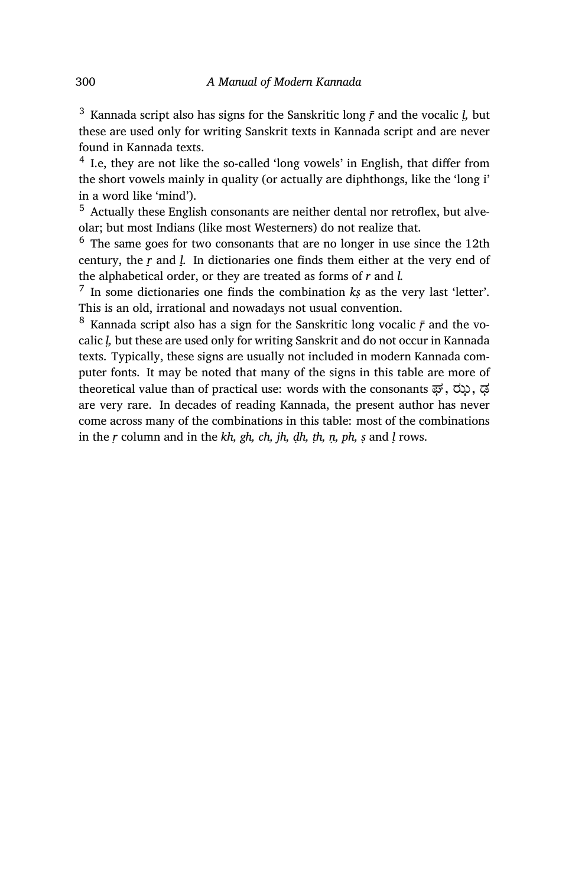[3] Kannada script also has signs for the Sanskritic long *ṝ* and the vocalic *ḷ,* but these are used only for writing Sanskrit texts in Kannada script and are never found in Kannada texts.

[4] I.e, they are not like the so-called 'long vowels' in English, that differ from the short vowels mainly in quality (or actually are diphthongs, like the 'long i' in a word like 'mind').

[5] Actually these English consonants are neither dental nor retroflex, but alveolar; but most Indians (like most Westerners) do not realize that.

[6] The same goes for two consonants that are no longer in use since the 12th century, the *ṟ* and *ḻ.* In dictionaries one finds them either at the very end of the alphabetical order, or they are treated as forms of *r* and *l.*

[7] In some dictionaries one finds the combination *kṣ* as the very last 'letter'. This is an old, irrational and nowadays not usual convention.

[8] Kannada script also has a sign for the Sanskritic long vocalic *ṝ* and the vocalic *ḷ,* but these are used only for writing Sanskrit and do not occur in Kannada texts. Typically, these signs are usually not included in modern Kannada computer fonts. It may be noted that many of the signs in this table are more of theoretical value than of practical use: words with the consonants ಞ, ಝ, ಢ are very rare. In decades of reading Kannada, the present author has never come across many of the combinations in this table: most of the combinations in the *ṛ* column and in the *kh, gh, ch, jh, ḍh, ṭh, ṇ, ph, ṣ* and *ḷ* rows.